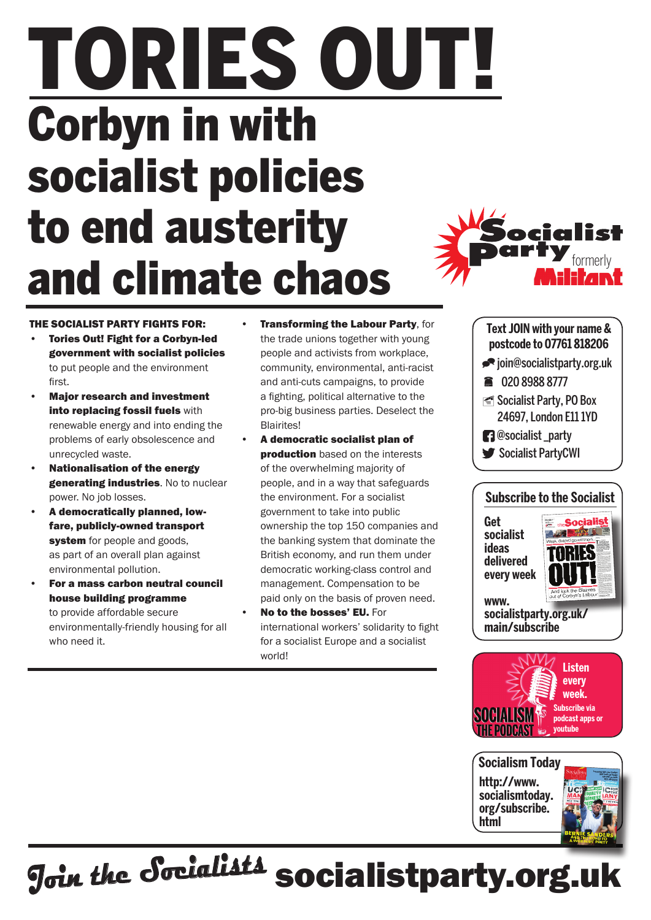# TORIES OUT!

## Corbyn in with socialist policies to end austerity and climate chaos

Socialist Party formerly Militant

**THE SOCIALIST PARTY FIGHTS FOR:**

- **Tories Out! Fight for a Corbyn-led government with socialist policies** to put people and the environment first.
- **Major research and investment into replacing fossil fuels** with renewable energy and into ending the problems of early obsolescence and unrecycled waste.
- **Nationalisation of the energy generating industries**. No to nuclear power. No job losses.
- **A democratically planned, low-fare, publicly-owned transport system** for people and goods, as part of an overall plan against environmental pollution.
- **For a mass carbon neutral council house building programme** to provide affordable secure environmentally-friendly housing for all who need it.
- **Transforming the Labour Party**, for the trade unions together with young people and activists from workplace, community, environmental, anti-racist and anti-cuts campaigns, to provide a fighting, political alternative to the pro-big business parties. Deselect the Blairites!
- **A democratic socialist plan of production** based on the interests of the overwhelming majority of people, and in a way that safeguards the environment. For a socialist government to take into public ownership the top 150 companies and the banking system that dominate the British economy, and run them under democratic working-class control and management. Compensation to be paid only on the basis of proven need.
- **No to the bosses' EU.** For international workers' solidarity to fight for a socialist Europe and a socialist world!

Text JOIN with your name & postcode to 07761 818206

join@socialistparty.org.uk

020 8988 8777

Socialist Party, PO Box 24697, London E11 1YD

@socialist_party

Socialist PartyCWI

**Subscribe to the Socialist**

Get socialist ideas delivered every week

www.socialistparty.org.uk/main/subscribe

**Listen every week.** Subscribe via podcast apps or youtube

SOCIALISM THE PODCAST

**Socialism Today**

http://www.socialismtoday.org/subscribe.html

Join the Socialists **socialistparty.org.uk**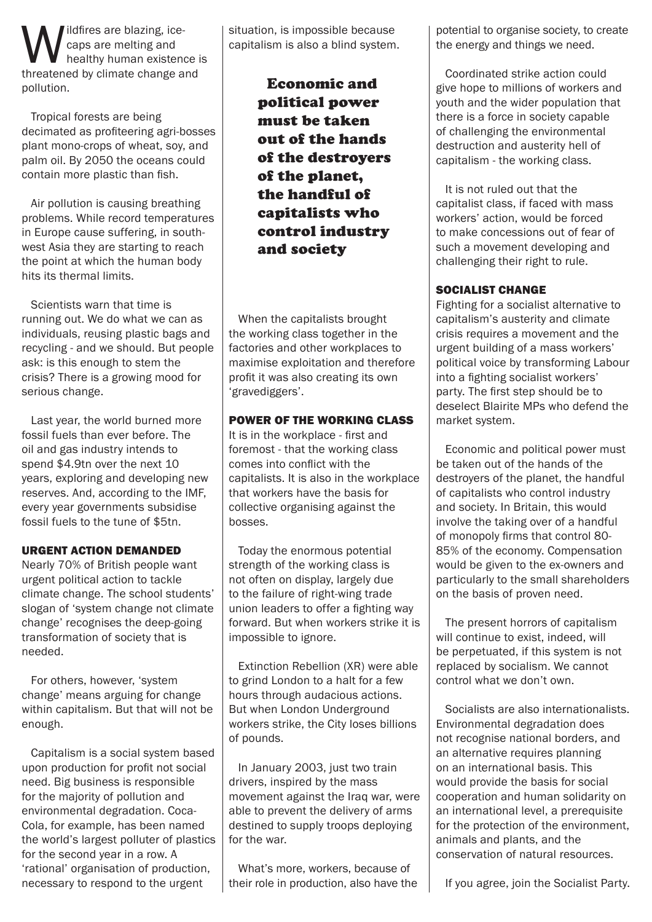Wildfires are blazing, ice-caps are melting and healthy human existence is threatened by climate change and pollution.

Tropical forests are being decimated as profiteering agri-bosses plant mono-crops of wheat, soy, and palm oil. By 2050 the oceans could contain more plastic than fish.

Air pollution is causing breathing problems. While record temperatures in Europe cause suffering, in south-west Asia they are starting to reach the point at which the human body hits its thermal limits.

Scientists warn that time is running out. We do what we can as individuals, reusing plastic bags and recycling - and we should. But people ask: is this enough to stem the crisis? There is a growing mood for serious change.

Last year, the world burned more fossil fuels than ever before. The oil and gas industry intends to spend \$4.9tn over the next 10 years, exploring and developing new reserves. And, according to the IMF, every year governments subsidise fossil fuels to the tune of \$5tn.

## URGENT ACTION DEMANDED

Nearly 70% of British people want urgent political action to tackle climate change. The school students' slogan of 'system change not climate change' recognises the deep-going transformation of society that is needed.

For others, however, 'system change' means arguing for change within capitalism. But that will not be enough.

Capitalism is a social system based upon production for profit not social need. Big business is responsible for the majority of pollution and environmental degradation. Coca-Cola, for example, has been named the world's largest polluter of plastics for the second year in a row. A 'rational' organisation of production, necessary to respond to the urgent situation, is impossible because capitalism is also a blind system.

**Economic and political power must be taken out of the hands of the destroyers of the planet, the handful of capitalists who control industry and society**

When the capitalists brought the working class together in the factories and other workplaces to maximise exploitation and therefore profit it was also creating its own 'gravediggers'.

## POWER OF THE WORKING CLASS

It is in the workplace - first and foremost - that the working class comes into conflict with the capitalists. It is also in the workplace that workers have the basis for collective organising against the bosses.

Today the enormous potential strength of the working class is not often on display, largely due to the failure of right-wing trade union leaders to offer a fighting way forward. But when workers strike it is impossible to ignore.

Extinction Rebellion (XR) were able to grind London to a halt for a few hours through audacious actions. But when London Underground workers strike, the City loses billions of pounds.

In January 2003, just two train drivers, inspired by the mass movement against the Iraq war, were able to prevent the delivery of arms destined to supply troops deploying for the war.

What's more, workers, because of their role in production, also have the potential to organise society, to create the energy and things we need.

Coordinated strike action could give hope to millions of workers and youth and the wider population that there is a force in society capable of challenging the environmental destruction and austerity hell of capitalism - the working class.

It is not ruled out that the capitalist class, if faced with mass workers' action, would be forced to make concessions out of fear of such a movement developing and challenging their right to rule.

## SOCIALIST CHANGE

Fighting for a socialist alternative to capitalism's austerity and climate crisis requires a movement and the urgent building of a mass workers' political voice by transforming Labour into a fighting socialist workers' party. The first step should be to deselect Blairite MPs who defend the market system.

Economic and political power must be taken out of the hands of the destroyers of the planet, the handful of capitalists who control industry and society. In Britain, this would involve the taking over of a handful of monopoly firms that control 80-85% of the economy. Compensation would be given to the ex-owners and particularly to the small shareholders on the basis of proven need.

The present horrors of capitalism will continue to exist, indeed, will be perpetuated, if this system is not replaced by socialism. We cannot control what we don't own.

Socialists are also internationalists. Environmental degradation does not recognise national borders, and an alternative requires planning on an international basis. This would provide the basis for social cooperation and human solidarity on an international level, a prerequisite for the protection of the environment, animals and plants, and the conservation of natural resources.

If you agree, join the Socialist Party.